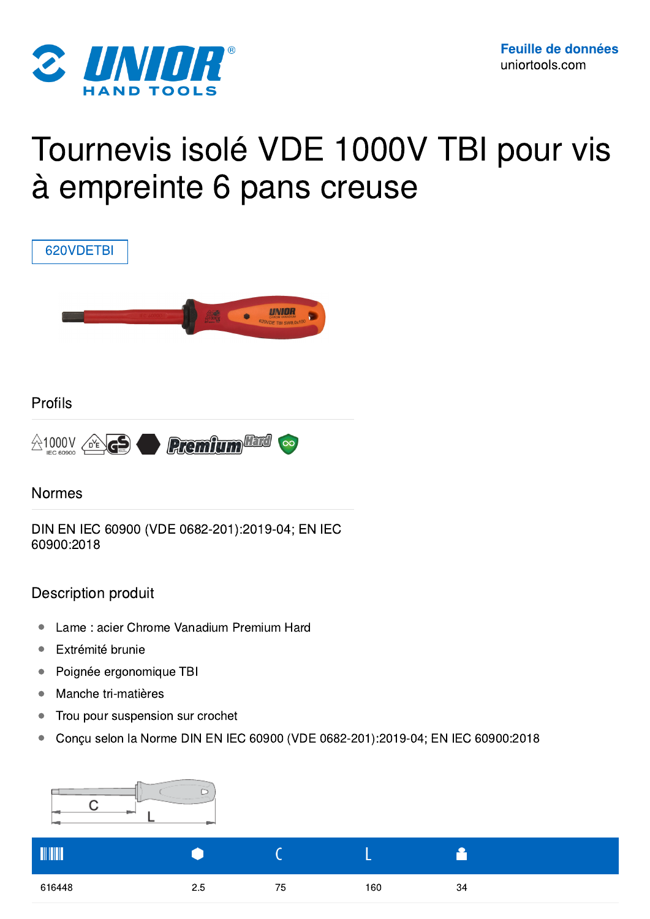**Feuille de données**
uniortools.com

# Tournevis isolé VDE 1000V TBI pour vis à empreinte 6 pans creuse

620VDETBI

## Profils

1000V IEC 60900 Premium Hard

## Normes

DIN EN IEC 60900 (VDE 0682-201):2019-04; EN IEC 60900:2018

## Description produit

- Lame : acier Chrome Vanadium Premium Hard
- Extrémité brunie
- Poignée ergonomique TBI
- Manche tri-matières
- Trou pour suspension sur crochet
- Conçu selon la Norme DIN EN IEC 60900 (VDE 0682-201):2019-04; EN IEC 60900:2018

| Code | Hexagone | C | L | Poids |
|---|---|---|---|---|
| 616448 | 2.5 | 75 | 160 | 34 |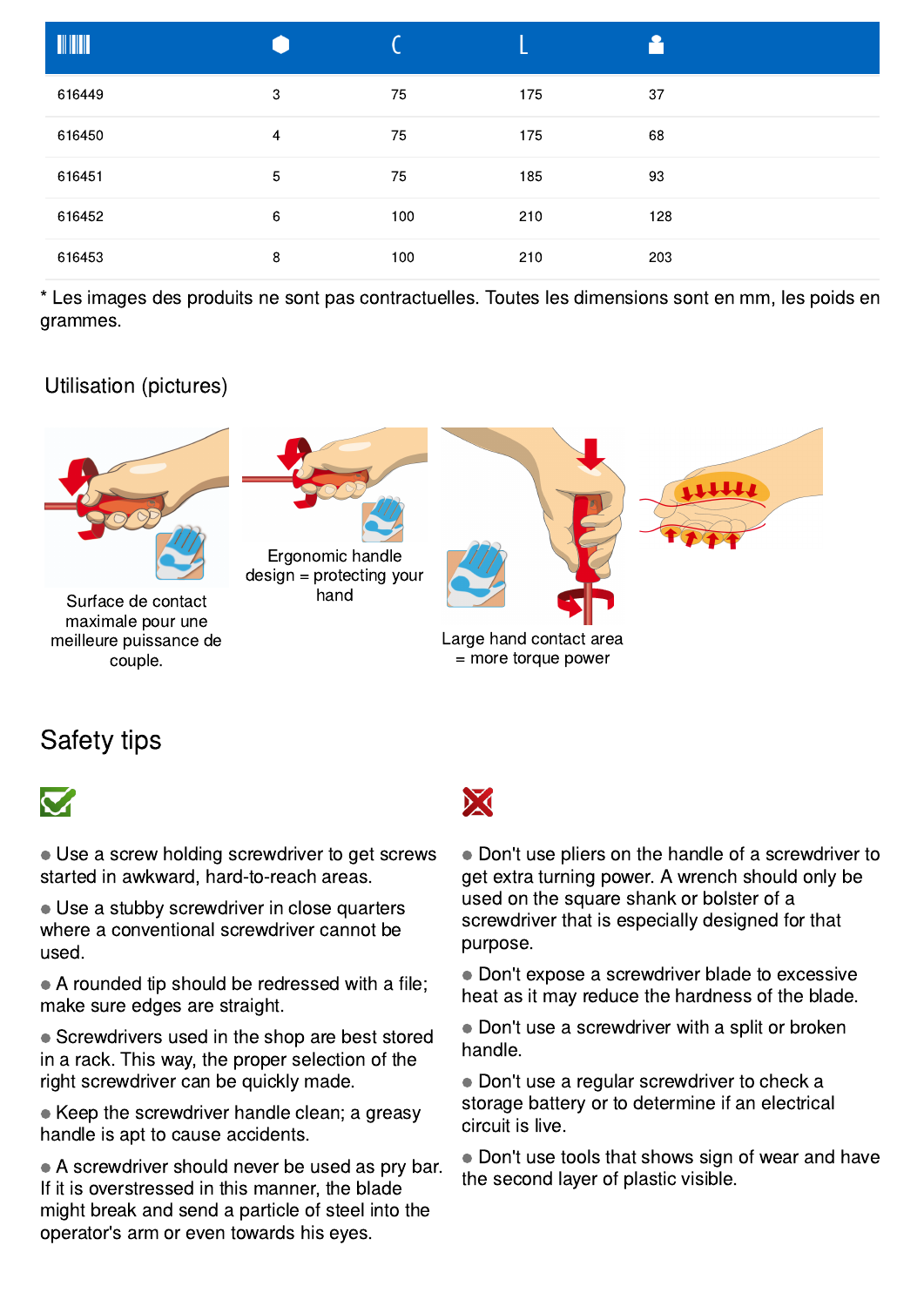| | | ( | L | |
|---|---|---|---|---|
| 616449 | 3 | 75 | 175 | 37 |
| 616450 | 4 | 75 | 175 | 68 |
| 616451 | 5 | 75 | 185 | 93 |
| 616452 | 6 | 100 | 210 | 128 |
| 616453 | 8 | 100 | 210 | 203 |

* Les images des produits ne sont pas contractuelles. Toutes les dimensions sont en mm, les poids en grammes.

## Utilisation (pictures)

Surface de contact maximale pour une meilleure puissance de couple.

Ergonomic handle design = protecting your hand

Large hand contact area = more torque power

## Safety tips

- Use a screw holding screwdriver to get screws started in awkward, hard-to-reach areas.
- Use a stubby screwdriver in close quarters where a conventional screwdriver cannot be used.
- A rounded tip should be redressed with a file; make sure edges are straight.
- Screwdrivers used in the shop are best stored in a rack. This way, the proper selection of the right screwdriver can be quickly made.
- Keep the screwdriver handle clean; a greasy handle is apt to cause accidents.
- A screwdriver should never be used as pry bar. If it is overstressed in this manner, the blade might break and send a particle of steel into the operator's arm or even towards his eyes.

- Don't use pliers on the handle of a screwdriver to get extra turning power. A wrench should only be used on the square shank or bolster of a screwdriver that is especially designed for that purpose.
- Don't expose a screwdriver blade to excessive heat as it may reduce the hardness of the blade.
- Don't use a screwdriver with a split or broken handle.
- Don't use a regular screwdriver to check a storage battery or to determine if an electrical circuit is live.
- Don't use tools that shows sign of wear and have the second layer of plastic visible.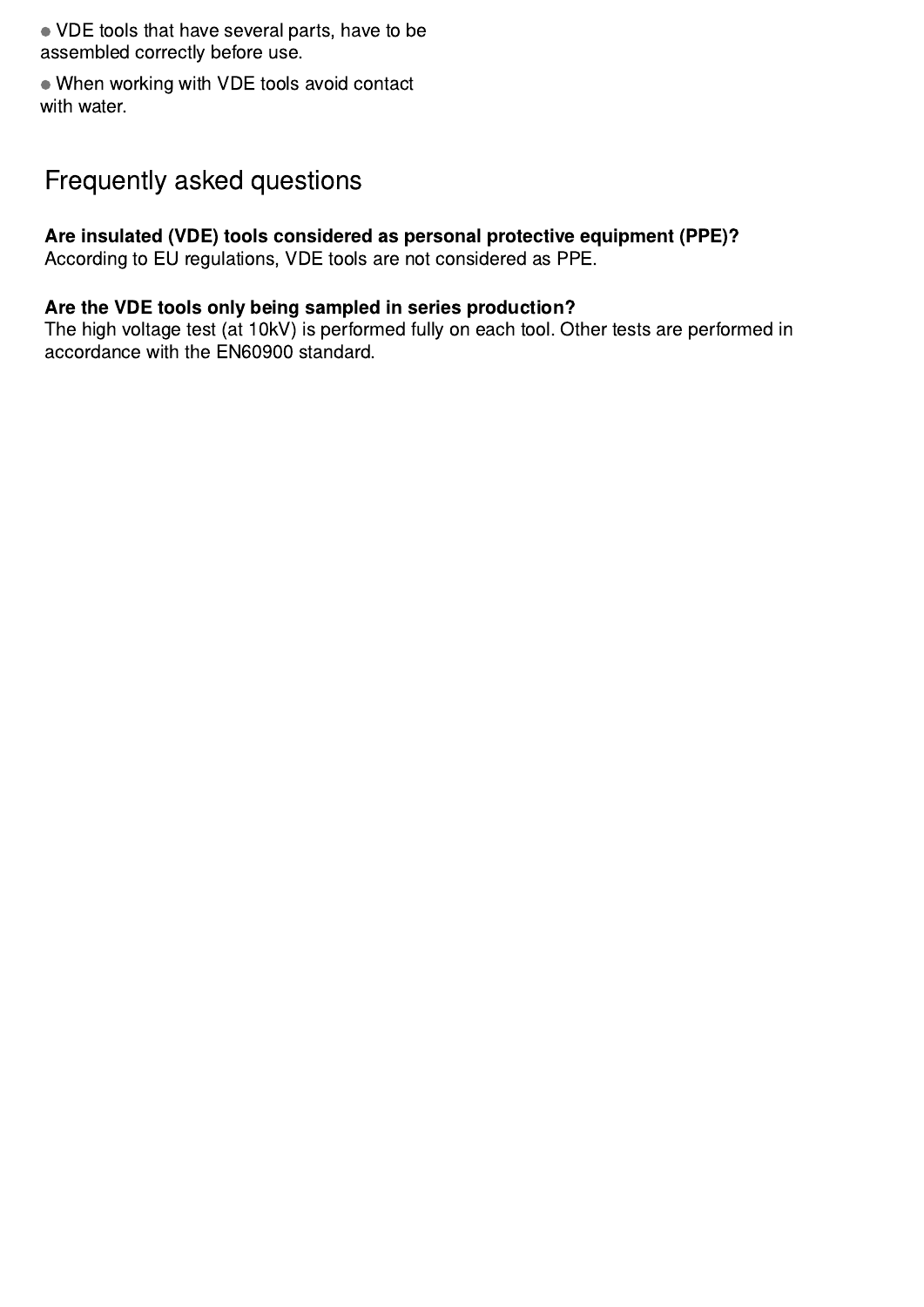- VDE tools that have several parts, have to be assembled correctly before use.
- When working with VDE tools avoid contact with water.

## Frequently asked questions

**Are insulated (VDE) tools considered as personal protective equipment (PPE)?**
According to EU regulations, VDE tools are not considered as PPE.

**Are the VDE tools only being sampled in series production?**
The high voltage test (at 10kV) is performed fully on each tool. Other tests are performed in accordance with the EN60900 standard.